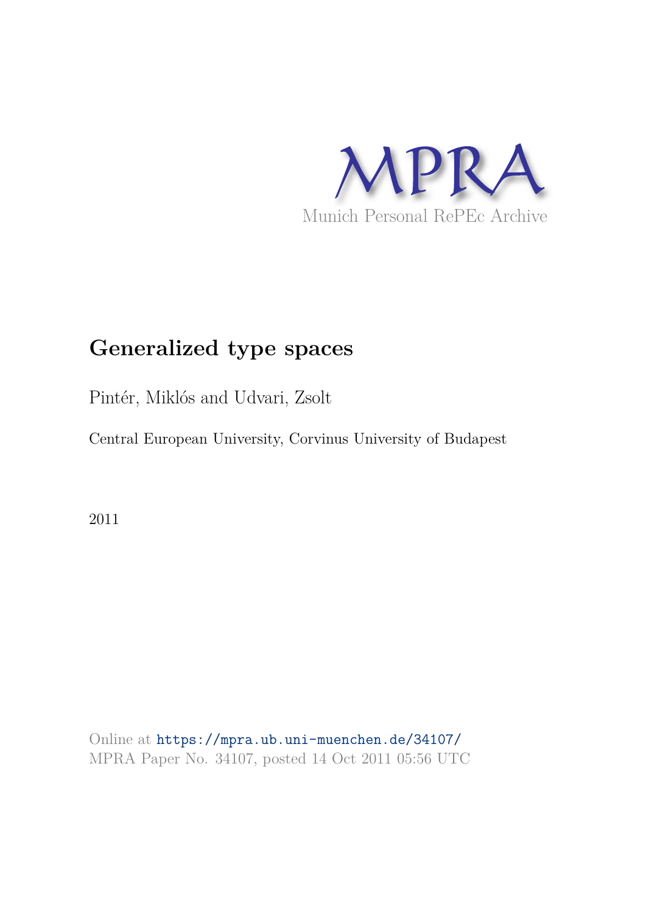MPRA

Munich Personal RePEc Archive

# Generalized type spaces

Pintér, Miklós and Udvari, Zsolt

Central European University, Corvinus University of Budapest

2011

Online at https://mpra.ub.uni-muenchen.de/34107/
MPRA Paper No. 34107, posted 14 Oct 2011 05:56 UTC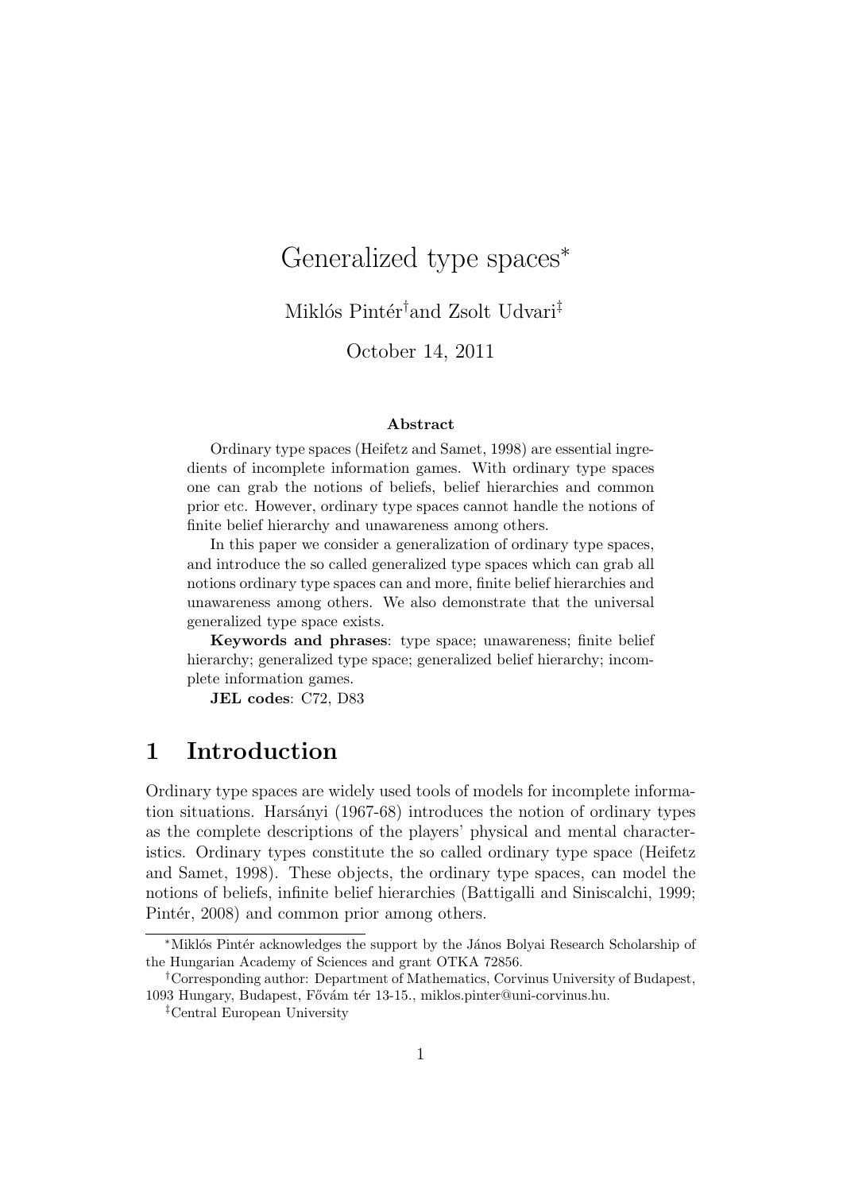# Generalized type spaces*

Miklós Pintér[†] and Zsolt Udvari[‡]

October 14, 2011

### Abstract

Ordinary type spaces (Heifetz and Samet, 1998) are essential ingredients of incomplete information games. With ordinary type spaces one can grab the notions of beliefs, belief hierarchies and common prior etc. However, ordinary type spaces cannot handle the notions of finite belief hierarchy and unawareness among others.

In this paper we consider a generalization of ordinary type spaces, and introduce the so called generalized type spaces which can grab all notions ordinary type spaces can and more, finite belief hierarchies and unawareness among others. We also demonstrate that the universal generalized type space exists.

**Keywords and phrases**: type space; unawareness; finite belief hierarchy; generalized type space; generalized belief hierarchy; incomplete information games.

**JEL codes**: C72, D83

## 1 Introduction

Ordinary type spaces are widely used tools of models for incomplete information situations. Harsányi (1967-68) introduces the notion of ordinary types as the complete descriptions of the players' physical and mental characteristics. Ordinary types constitute the so called ordinary type space (Heifetz and Samet, 1998). These objects, the ordinary type spaces, can model the notions of beliefs, infinite belief hierarchies (Battigalli and Siniscalchi, 1999; Pintér, 2008) and common prior among others.

---

*Miklós Pintér acknowledges the support by the János Bolyai Research Scholarship of the Hungarian Academy of Sciences and grant OTKA 72856.

[†]Corresponding author: Department of Mathematics, Corvinus University of Budapest, 1093 Hungary, Budapest, Fővám tér 13-15., miklos.pinter@uni-corvinus.hu.

[‡]Central European University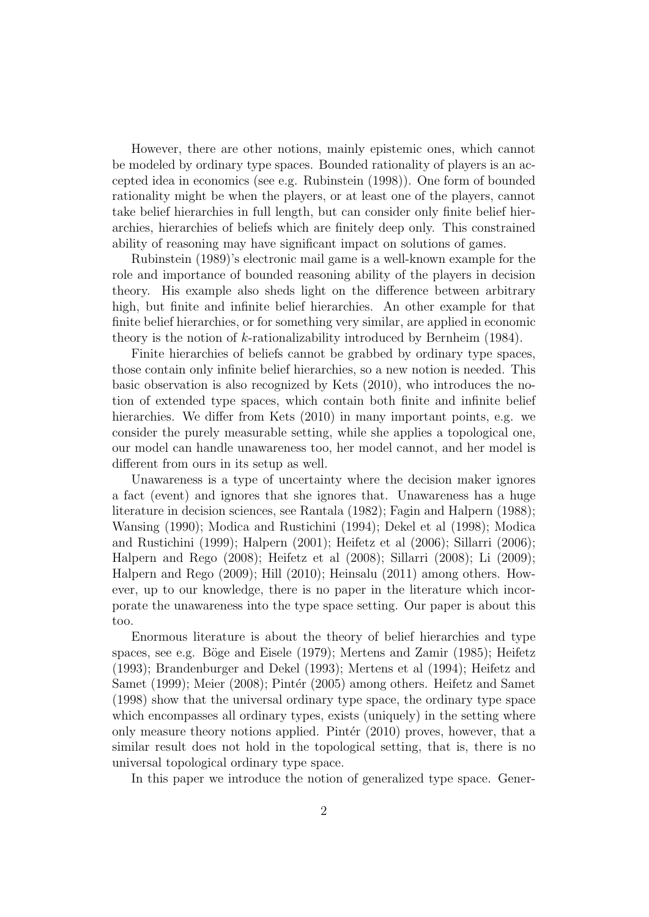However, there are other notions, mainly epistemic ones, which cannot be modeled by ordinary type spaces. Bounded rationality of players is an accepted idea in economics (see e.g. Rubinstein (1998)). One form of bounded rationality might be when the players, or at least one of the players, cannot take belief hierarchies in full length, but can consider only finite belief hierarchies, hierarchies of beliefs which are finitely deep only. This constrained ability of reasoning may have significant impact on solutions of games.

Rubinstein (1989)'s electronic mail game is a well-known example for the role and importance of bounded reasoning ability of the players in decision theory. His example also sheds light on the difference between arbitrary high, but finite and infinite belief hierarchies. An other example for that finite belief hierarchies, or for something very similar, are applied in economic theory is the notion of $k$-rationalizability introduced by Bernheim (1984).

Finite hierarchies of beliefs cannot be grabbed by ordinary type spaces, those contain only infinite belief hierarchies, so a new notion is needed. This basic observation is also recognized by Kets (2010), who introduces the notion of extended type spaces, which contain both finite and infinite belief hierarchies. We differ from Kets (2010) in many important points, e.g. we consider the purely measurable setting, while she applies a topological one, our model can handle unawareness too, her model cannot, and her model is different from ours in its setup as well.

Unawareness is a type of uncertainty where the decision maker ignores a fact (event) and ignores that she ignores that. Unawareness has a huge literature in decision sciences, see Rantala (1982); Fagin and Halpern (1988); Wansing (1990); Modica and Rustichini (1994); Dekel et al (1998); Modica and Rustichini (1999); Halpern (2001); Heifetz et al (2006); Sillarri (2006); Halpern and Rego (2008); Heifetz et al (2008); Sillarri (2008); Li (2009); Halpern and Rego (2009); Hill (2010); Heinsalu (2011) among others. However, up to our knowledge, there is no paper in the literature which incorporate the unawareness into the type space setting. Our paper is about this too.

Enormous literature is about the theory of belief hierarchies and type spaces, see e.g. Böge and Eisele (1979); Mertens and Zamir (1985); Heifetz (1993); Brandenburger and Dekel (1993); Mertens et al (1994); Heifetz and Samet (1999); Meier (2008); Pintér (2005) among others. Heifetz and Samet (1998) show that the universal ordinary type space, the ordinary type space which encompasses all ordinary types, exists (uniquely) in the setting where only measure theory notions applied. Pintér (2010) proves, however, that a similar result does not hold in the topological setting, that is, there is no universal topological ordinary type space.

In this paper we introduce the notion of generalized type space. Gener-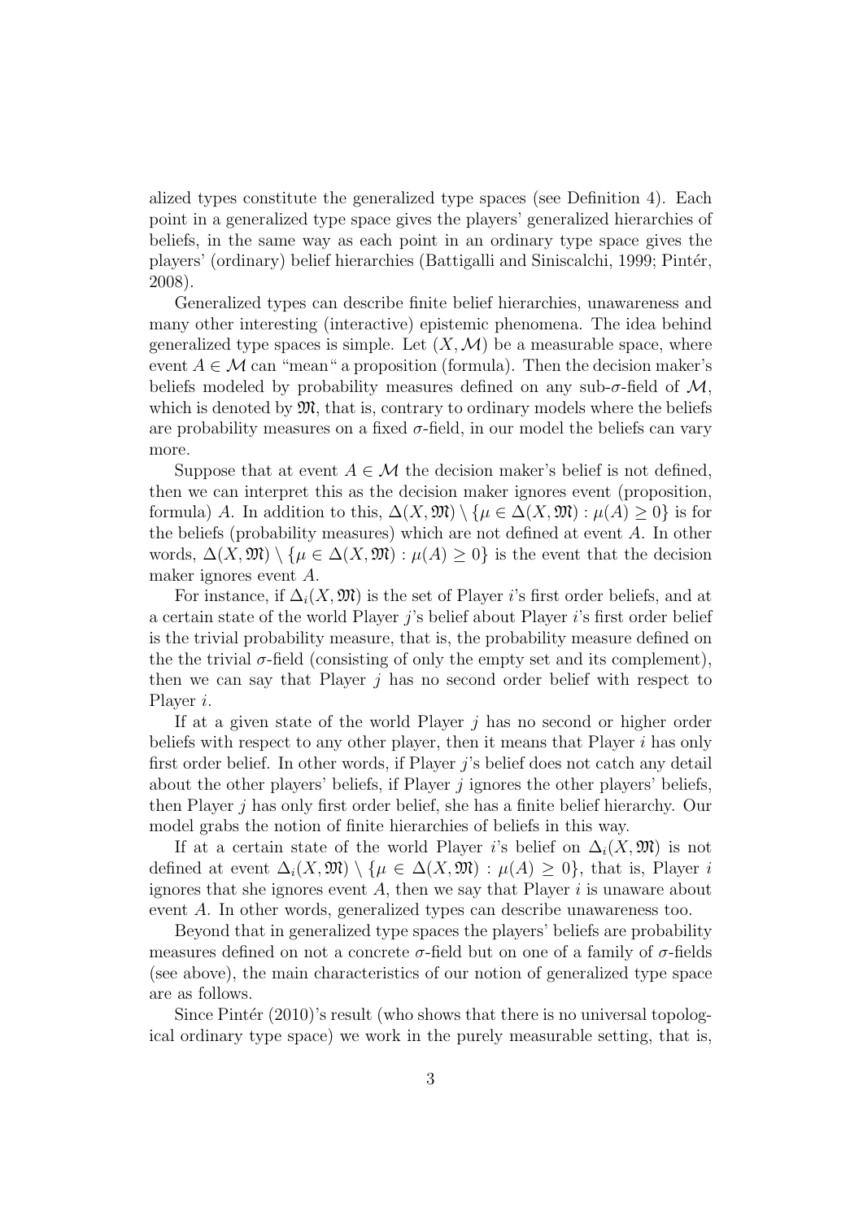alized types constitute the generalized type spaces (see Definition 4). Each point in a generalized type space gives the players' generalized hierarchies of beliefs, in the same way as each point in an ordinary type space gives the players' (ordinary) belief hierarchies (Battigalli and Siniscalchi, 1999; Pintér, 2008).

Generalized types can describe finite belief hierarchies, unawareness and many other interesting (interactive) epistemic phenomena. The idea behind generalized type spaces is simple. Let $(X, \mathcal{M})$ be a measurable space, where event $A \in \mathcal{M}$ can "mean" a proposition (formula). Then the decision maker's beliefs modeled by probability measures defined on any sub-$\sigma$-field of $\mathcal{M}$, which is denoted by $\mathfrak{M}$, that is, contrary to ordinary models where the beliefs are probability measures on a fixed $\sigma$-field, in our model the beliefs can vary more.

Suppose that at event $A \in \mathcal{M}$ the decision maker's belief is not defined, then we can interpret this as the decision maker ignores event (proposition, formula) $A$. In addition to this, $\Delta(X, \mathfrak{M}) \setminus \{\mu \in \Delta(X, \mathfrak{M}) : \mu(A) \geq 0\}$ is for the beliefs (probability measures) which are not defined at event $A$. In other words, $\Delta(X, \mathfrak{M}) \setminus \{\mu \in \Delta(X, \mathfrak{M}) : \mu(A) \geq 0\}$ is the event that the decision maker ignores event $A$.

For instance, if $\Delta_i(X, \mathfrak{M})$ is the set of Player $i$'s first order beliefs, and at a certain state of the world Player $j$'s belief about Player $i$'s first order belief is the trivial probability measure, that is, the probability measure defined on the the trivial $\sigma$-field (consisting of only the empty set and its complement), then we can say that Player $j$ has no second order belief with respect to Player $i$.

If at a given state of the world Player $j$ has no second or higher order beliefs with respect to any other player, then it means that Player $i$ has only first order belief. In other words, if Player $j$'s belief does not catch any detail about the other players' beliefs, if Player $j$ ignores the other players' beliefs, then Player $j$ has only first order belief, she has a finite belief hierarchy. Our model grabs the notion of finite hierarchies of beliefs in this way.

If at a certain state of the world Player $i$'s belief on $\Delta_i(X, \mathfrak{M})$ is not defined at event $\Delta_i(X, \mathfrak{M}) \setminus \{\mu \in \Delta(X, \mathfrak{M}) : \mu(A) \geq 0\}$, that is, Player $i$ ignores that she ignores event $A$, then we say that Player $i$ is unaware about event $A$. In other words, generalized types can describe unawareness too.

Beyond that in generalized type spaces the players' beliefs are probability measures defined on not a concrete $\sigma$-field but on one of a family of $\sigma$-fields (see above), the main characteristics of our notion of generalized type space are as follows.

Since Pintér (2010)'s result (who shows that there is no universal topological ordinary type space) we work in the purely measurable setting, that is,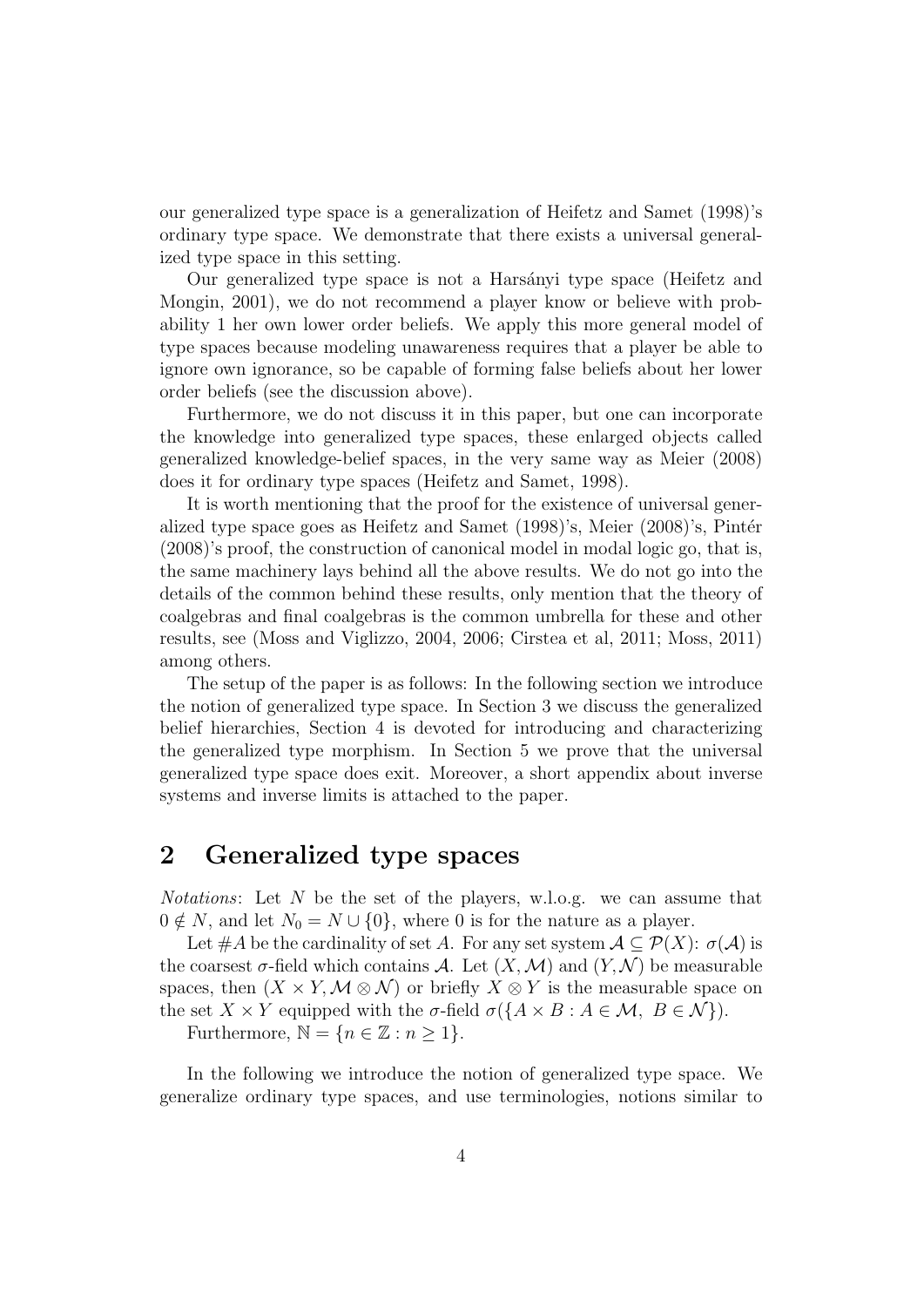our generalized type space is a generalization of Heifetz and Samet (1998)'s ordinary type space. We demonstrate that there exists a universal generalized type space in this setting.

Our generalized type space is not a Harsányi type space (Heifetz and Mongin, 2001), we do not recommend a player know or believe with probability 1 her own lower order beliefs. We apply this more general model of type spaces because modeling unawareness requires that a player be able to ignore own ignorance, so be capable of forming false beliefs about her lower order beliefs (see the discussion above).

Furthermore, we do not discuss it in this paper, but one can incorporate the knowledge into generalized type spaces, these enlarged objects called generalized knowledge-belief spaces, in the very same way as Meier (2008) does it for ordinary type spaces (Heifetz and Samet, 1998).

It is worth mentioning that the proof for the existence of universal generalized type space goes as Heifetz and Samet (1998)'s, Meier (2008)'s, Pintér (2008)'s proof, the construction of canonical model in modal logic go, that is, the same machinery lays behind all the above results. We do not go into the details of the common behind these results, only mention that the theory of coalgebras and final coalgebras is the common umbrella for these and other results, see (Moss and Viglizzo, 2004, 2006; Cirstea et al, 2011; Moss, 2011) among others.

The setup of the paper is as follows: In the following section we introduce the notion of generalized type space. In Section 3 we discuss the generalized belief hierarchies, Section 4 is devoted for introducing and characterizing the generalized type morphism. In Section 5 we prove that the universal generalized type space does exit. Moreover, a short appendix about inverse systems and inverse limits is attached to the paper.

## 2 Generalized type spaces

*Notations*: Let $N$ be the set of the players, w.l.o.g. we can assume that $0 \notin N$, and let $N_0 = N \cup \{0\}$, where 0 is for the nature as a player.

Let $\#A$ be the cardinality of set $A$. For any set system $\mathcal{A} \subseteq \mathcal{P}(X)$: $\sigma(\mathcal{A})$ is the coarsest $\sigma$-field which contains $\mathcal{A}$. Let $(X, \mathcal{M})$ and $(Y, \mathcal{N})$ be measurable spaces, then $(X \times Y, \mathcal{M} \otimes \mathcal{N})$ or briefly $X \otimes Y$ is the measurable space on the set $X \times Y$ equipped with the $\sigma$-field $\sigma(\{A \times B : A \in \mathcal{M},\ B \in \mathcal{N}\})$.

Furthermore, $\mathbb{N} = \{n \in \mathbb{Z} : n \geq 1\}$.

In the following we introduce the notion of generalized type space. We generalize ordinary type spaces, and use terminologies, notions similar to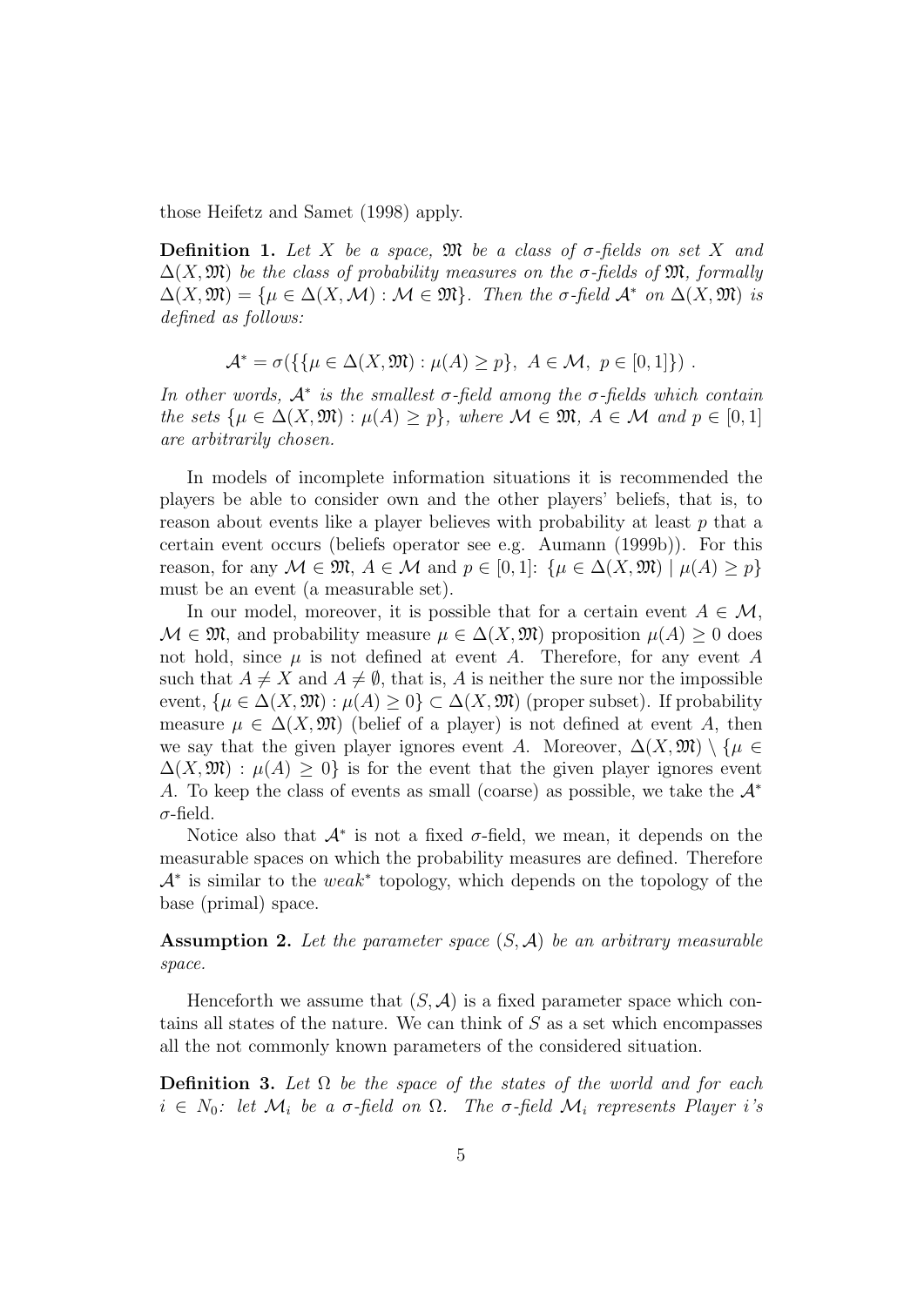those Heifetz and Samet (1998) apply.

**Definition 1.** *Let $X$ be a space, $\mathfrak{M}$ be a class of $\sigma$-fields on set $X$ and $\Delta(X, \mathfrak{M})$ be the class of probability measures on the $\sigma$-fields of $\mathfrak{M}$, formally $\Delta(X, \mathfrak{M}) = \{\mu \in \Delta(X, \mathcal{M}) : \mathcal{M} \in \mathfrak{M}\}$. Then the $\sigma$-field $\mathcal{A}^*$ on $\Delta(X, \mathfrak{M})$ is defined as follows:*

$$\mathcal{A}^* = \sigma(\{\{\mu \in \Delta(X, \mathfrak{M}) : \mu(A) \geq p\},\ A \in \mathcal{M},\ p \in [0, 1]\})\ .$$

*In other words, $\mathcal{A}^*$ is the smallest $\sigma$-field among the $\sigma$-fields which contain the sets $\{\mu \in \Delta(X, \mathfrak{M}) : \mu(A) \geq p\}$, where $\mathcal{M} \in \mathfrak{M}$, $A \in \mathcal{M}$ and $p \in [0, 1]$ are arbitrarily chosen.*

In models of incomplete information situations it is recommended the players be able to consider own and the other players' beliefs, that is, to reason about events like a player believes with probability at least $p$ that a certain event occurs (beliefs operator see e.g. Aumann (1999b)). For this reason, for any $\mathcal{M} \in \mathfrak{M}$, $A \in \mathcal{M}$ and $p \in [0, 1]$: $\{\mu \in \Delta(X, \mathfrak{M}) \mid \mu(A) \geq p\}$ must be an event (a measurable set).

In our model, moreover, it is possible that for a certain event $A \in \mathcal{M}$, $\mathcal{M} \in \mathfrak{M}$, and probability measure $\mu \in \Delta(X, \mathfrak{M})$ proposition $\mu(A) \geq 0$ does not hold, since $\mu$ is not defined at event $A$. Therefore, for any event $A$ such that $A \neq X$ and $A \neq \emptyset$, that is, $A$ is neither the sure nor the impossible event, $\{\mu \in \Delta(X, \mathfrak{M}) : \mu(A) \geq 0\} \subset \Delta(X, \mathfrak{M})$ (proper subset). If probability measure $\mu \in \Delta(X, \mathfrak{M})$ (belief of a player) is not defined at event $A$, then we say that the given player ignores event $A$. Moreover, $\Delta(X, \mathfrak{M}) \setminus \{\mu \in \Delta(X, \mathfrak{M}) : \mu(A) \geq 0\}$ is for the event that the given player ignores event $A$. To keep the class of events as small (coarse) as possible, we take the $\mathcal{A}^*$ $\sigma$-field.

Notice also that $\mathcal{A}^*$ is not a fixed $\sigma$-field, we mean, it depends on the measurable spaces on which the probability measures are defined. Therefore $\mathcal{A}^*$ is similar to the *weak*$^*$ topology, which depends on the topology of the base (primal) space.

**Assumption 2.** *Let the parameter space $(S, \mathcal{A})$ be an arbitrary measurable space.*

Henceforth we assume that $(S, \mathcal{A})$ is a fixed parameter space which contains all states of the nature. We can think of $S$ as a set which encompasses all the not commonly known parameters of the considered situation.

**Definition 3.** *Let $\Omega$ be the space of the states of the world and for each $i \in N_0$: let $\mathcal{M}_i$ be a $\sigma$-field on $\Omega$. The $\sigma$-field $\mathcal{M}_i$ represents Player $i$'s*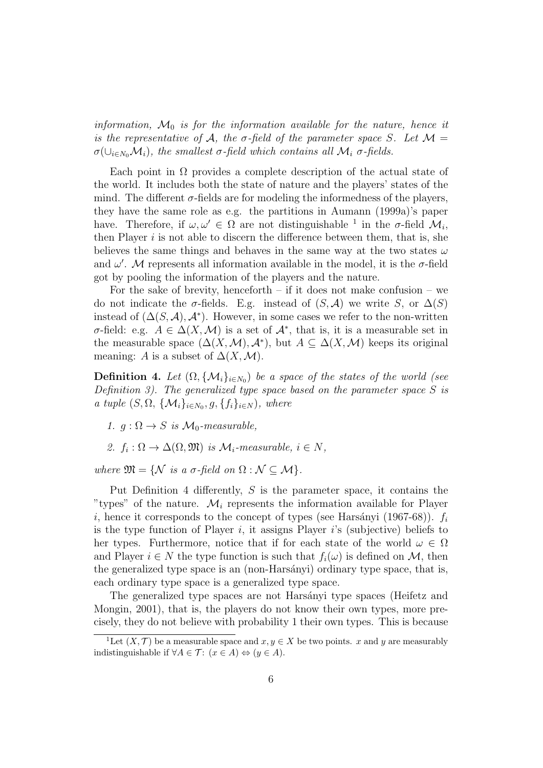*information, $\mathcal{M}_0$ is for the information available for the nature, hence it is the representative of $\mathcal{A}$, the $\sigma$-field of the parameter space $S$. Let $\mathcal{M} = \sigma(\cup_{i \in N_0} \mathcal{M}_i)$, the smallest $\sigma$-field which contains all $\mathcal{M}_i$ $\sigma$-fields.*

Each point in $\Omega$ provides a complete description of the actual state of the world. It includes both the state of nature and the players' states of the mind. The different $\sigma$-fields are for modeling the informedness of the players, they have the same role as e.g. the partitions in Aumann (1999a)'s paper have. Therefore, if $\omega, \omega' \in \Omega$ are not distinguishable [1] in the $\sigma$-field $\mathcal{M}_i$, then Player $i$ is not able to discern the difference between them, that is, she believes the same things and behaves in the same way at the two states $\omega$ and $\omega'$. $\mathcal{M}$ represents all information available in the model, it is the $\sigma$-field got by pooling the information of the players and the nature.

For the sake of brevity, henceforth – if it does not make confusion – we do not indicate the $\sigma$-fields. E.g. instead of $(S, \mathcal{A})$ we write $S$, or $\Delta(S)$ instead of $(\Delta(S, \mathcal{A}), \mathcal{A}^*)$. However, in some cases we refer to the non-written $\sigma$-field: e.g. $A \in \Delta(X, \mathcal{M})$ is a set of $\mathcal{A}^*$, that is, it is a measurable set in the measurable space $(\Delta(X, \mathcal{M}), \mathcal{A}^*)$, but $A \subseteq \Delta(X, \mathcal{M})$ keeps its original meaning: $A$ is a subset of $\Delta(X, \mathcal{M})$.

**Definition 4.** *Let $(\Omega, \{\mathcal{M}_i\}_{i \in N_0})$ be a space of the states of the world (see Definition 3). The generalized type space based on the parameter space $S$ is a tuple $(S, \Omega, \{\mathcal{M}_i\}_{i \in N_0}, g, \{f_i\}_{i \in N})$, where*

1. *$g : \Omega \to S$ is $\mathcal{M}_0$-measurable,*
2. *$f_i : \Omega \to \Delta(\Omega, \mathfrak{M})$ is $\mathcal{M}_i$-measurable, $i \in N$,*

*where $\mathfrak{M} = \{\mathcal{N} \text{ is a } \sigma\text{-field on } \Omega : \mathcal{N} \subseteq \mathcal{M}\}$.*

Put Definition 4 differently, $S$ is the parameter space, it contains the "types" of the nature. $\mathcal{M}_i$ represents the information available for Player $i$, hence it corresponds to the concept of types (see Harsányi (1967-68)). $f_i$ is the type function of Player $i$, it assigns Player $i$'s (subjective) beliefs to her types. Furthermore, notice that if for each state of the world $\omega \in \Omega$ and Player $i \in N$ the type function is such that $f_i(\omega)$ is defined on $\mathcal{M}$, then the generalized type space is an (non-Harsányi) ordinary type space, that is, each ordinary type space is a generalized type space.

The generalized type spaces are not Harsányi type spaces (Heifetz and Mongin, 2001), that is, the players do not know their own types, more precisely, they do not believe with probability 1 their own types. This is because

[1] Let $(X, \mathcal{T})$ be a measurable space and $x, y \in X$ be two points. $x$ and $y$ are measurably indistinguishable if $\forall A \in \mathcal{T}$: $(x \in A) \Leftrightarrow (y \in A)$.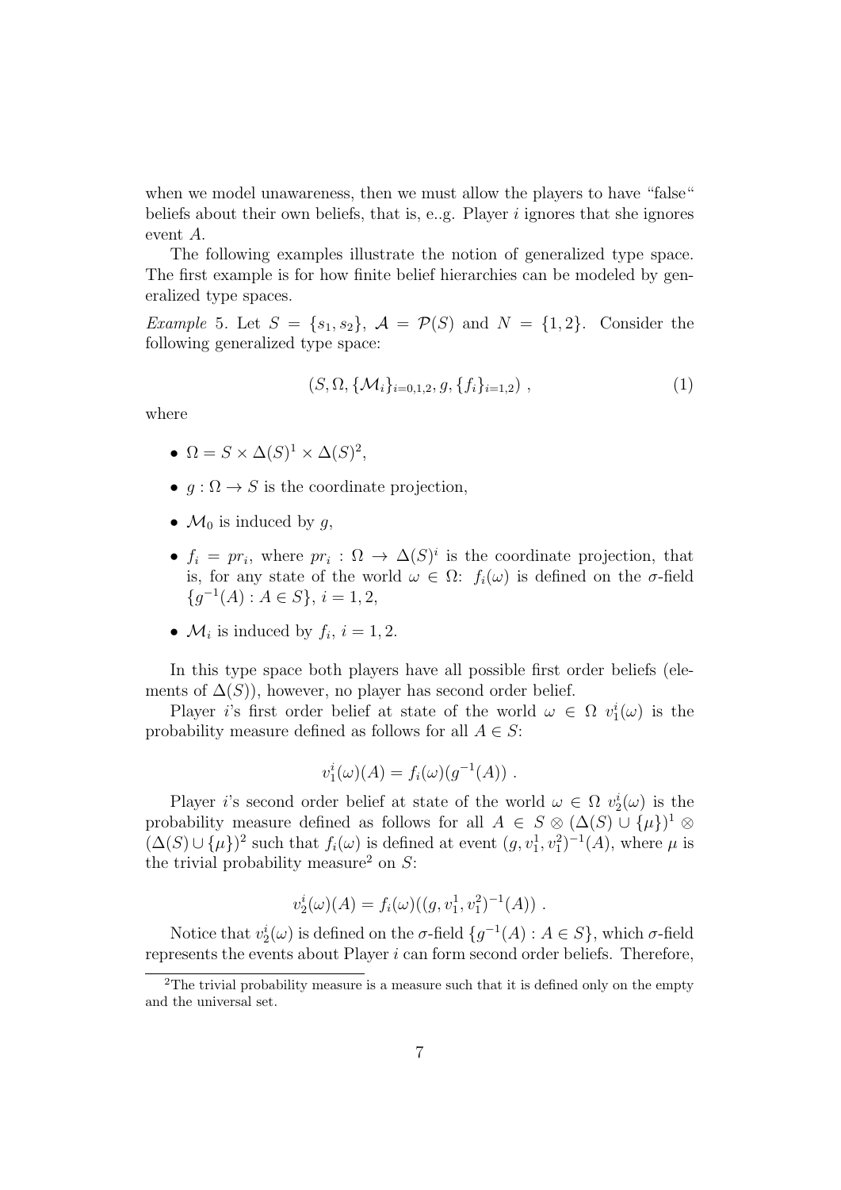when we model unawareness, then we must allow the players to have "false" beliefs about their own beliefs, that is, e..g. Player $i$ ignores that she ignores event $A$.

The following examples illustrate the notion of generalized type space. The first example is for how finite belief hierarchies can be modeled by generalized type spaces.

*Example* 5. Let $S = \{s_1, s_2\}$, $\mathcal{A} = \mathcal{P}(S)$ and $N = \{1, 2\}$. Consider the following generalized type space:

$$(S, \Omega, \{\mathcal{M}_i\}_{i=0,1,2}, g, \{f_i\}_{i=1,2}) \ , \tag{1}$$

where

- $\Omega = S \times \Delta(S)^1 \times \Delta(S)^2$,
- $g : \Omega \to S$ is the coordinate projection,
- $\mathcal{M}_0$ is induced by $g$,
- $f_i = pr_i$, where $pr_i : \Omega \to \Delta(S)^i$ is the coordinate projection, that is, for any state of the world $\omega \in \Omega$: $f_i(\omega)$ is defined on the $\sigma$-field $\{g^{-1}(A) : A \in S\}$, $i = 1, 2$,
- $\mathcal{M}_i$ is induced by $f_i$, $i = 1, 2$.

In this type space both players have all possible first order beliefs (elements of $\Delta(S)$), however, no player has second order belief.

Player $i$'s first order belief at state of the world $\omega \in \Omega$ $v_1^i(\omega)$ is the probability measure defined as follows for all $A \in S$:

$$v_1^i(\omega)(A) = f_i(\omega)(g^{-1}(A)) \ .$$

Player $i$'s second order belief at state of the world $\omega \in \Omega$ $v_2^i(\omega)$ is the probability measure defined as follows for all $A \in S \otimes (\Delta(S) \cup \{\mu\})^1 \otimes (\Delta(S) \cup \{\mu\})^2$ such that $f_i(\omega)$ is defined at event $(g, v_1^1, v_1^2)^{-1}(A)$, where $\mu$ is the trivial probability measure[2] on $S$:

$$v_2^i(\omega)(A) = f_i(\omega)((g, v_1^1, v_1^2)^{-1}(A)) \ .$$

Notice that $v_2^i(\omega)$ is defined on the $\sigma$-field $\{g^{-1}(A) : A \in S\}$, which $\sigma$-field represents the events about Player $i$ can form second order beliefs. Therefore,

[2]The trivial probability measure is a measure such that it is defined only on the empty and the universal set.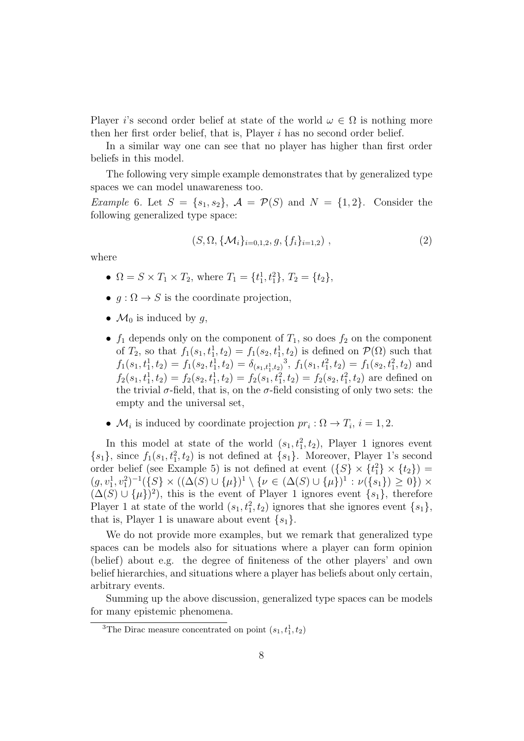Player $i$'s second order belief at state of the world $\omega \in \Omega$ is nothing more then her first order belief, that is, Player $i$ has no second order belief.

In a similar way one can see that no player has higher than first order beliefs in this model.

The following very simple example demonstrates that by generalized type spaces we can model unawareness too.

*Example* 6. Let $S = \{s_1, s_2\}$, $\mathcal{A} = \mathcal{P}(S)$ and $N = \{1, 2\}$. Consider the following generalized type space:

$$(S, \Omega, \{\mathcal{M}_i\}_{i=0,1,2}, g, \{f_i\}_{i=1,2}) \, , \tag{2}$$

where

- $\Omega = S \times T_1 \times T_2$, where $T_1 = \{t_1^1, t_1^2\}$, $T_2 = \{t_2\}$,
- $g : \Omega \to S$ is the coordinate projection,
- $\mathcal{M}_0$ is induced by $g$,
- $f_1$ depends only on the component of $T_1$, so does $f_2$ on the component of $T_2$, so that $f_1(s_1, t_1^1, t_2) = f_1(s_2, t_1^1, t_2)$ is defined on $\mathcal{P}(\Omega)$ such that $f_1(s_1, t_1^1, t_2) = f_1(s_2, t_1^1, t_2) = \delta_{(s_1, t_1^1, t_2)}$[3], $f_1(s_1, t_1^2, t_2) = f_1(s_2, t_1^2, t_2)$ and $f_2(s_1, t_1^1, t_2) = f_2(s_2, t_1^1, t_2) = f_2(s_1, t_1^2, t_2) = f_2(s_2, t_1^2, t_2)$ are defined on the trivial $\sigma$-field, that is, on the $\sigma$-field consisting of only two sets: the empty and the universal set,
- $\mathcal{M}_i$ is induced by coordinate projection $pr_i : \Omega \to T_i$, $i = 1, 2$.

In this model at state of the world $(s_1, t_1^2, t_2)$, Player 1 ignores event $\{s_1\}$, since $f_1(s_1, t_1^2, t_2)$ is not defined at $\{s_1\}$. Moreover, Player 1's second order belief (see Example 5) is not defined at event $(\{S\} \times \{t_1^2\} \times \{t_2\}) = (g, v_1^1, v_1^2)^{-1}(\{S\} \times ((\Delta(S) \cup \{\mu\})^1 \setminus \{\nu \in (\Delta(S) \cup \{\mu\})^1 : \nu(\{s_1\}) \geq 0\}) \times (\Delta(S) \cup \{\mu\})^2)$, this is the event of Player 1 ignores event $\{s_1\}$, therefore Player 1 at state of the world $(s_1, t_1^2, t_2)$ ignores that she ignores event $\{s_1\}$, that is, Player 1 is unaware about event $\{s_1\}$.

We do not provide more examples, but we remark that generalized type spaces can be models also for situations where a player can form opinion (belief) about e.g. the degree of finiteness of the other players' and own belief hierarchies, and situations where a player has beliefs about only certain, arbitrary events.

Summing up the above discussion, generalized type spaces can be models for many epistemic phenomena.

[3] The Dirac measure concentrated on point $(s_1, t_1^1, t_2)$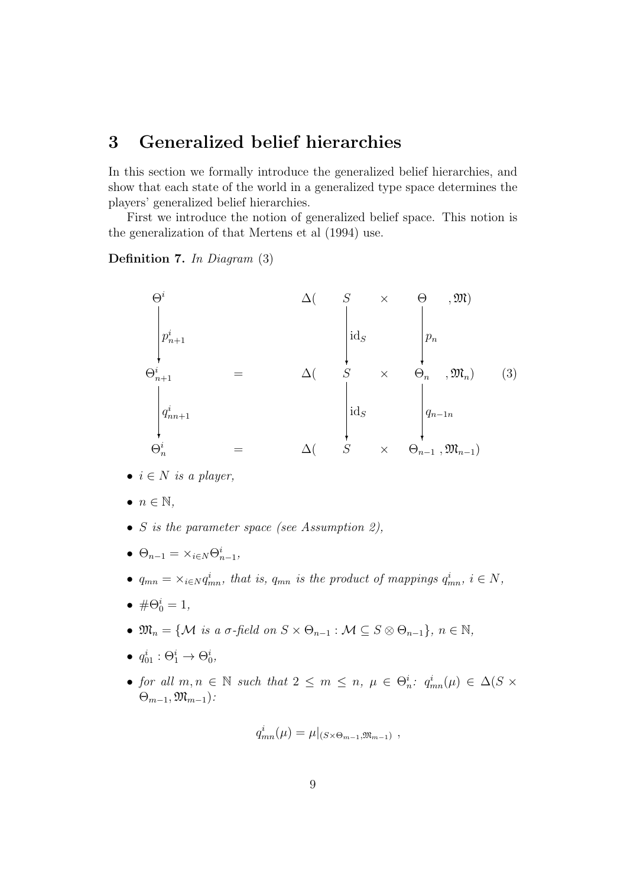## 3 Generalized belief hierarchies

In this section we formally introduce the generalized belief hierarchies, and show that each state of the world in a generalized type space determines the players' generalized belief hierarchies.

First we introduce the notion of generalized belief space. This notion is the generalization of that Mertens et al (1994) use.

**Definition 7.** *In Diagram* (3)

$$
\begin{array}{ccccccc}
\Theta^i & & \Delta( & S & \times & \Theta & , \mathfrak{M}) \\
\Big\downarrow p^i_{n+1} & & & \Big\downarrow \mathrm{id}_S & & \Big\downarrow p_n & \\
\Theta^i_{n+1} & = & \Delta( & S & \times & \Theta_n & , \mathfrak{M}_n) \\
\Big\downarrow q^i_{nn+1} & & & \Big\downarrow \mathrm{id}_S & & \Big\downarrow q_{n-1n} & \\
\Theta^i_n & = & \Delta( & S & \times & \Theta_{n-1} & , \mathfrak{M}_{n-1})
\end{array}
\qquad (3)
$$

- *$i \in N$ is a player,*
- *$n \in \mathbb{N}$,*
- *$S$ is the parameter space (see Assumption 2),*
- *$\Theta_{n-1} = \times_{i \in N} \Theta^i_{n-1}$,*
- *$q_{mn} = \times_{i \in N} q^i_{mn}$, that is, $q_{mn}$ is the product of mappings $q^i_{mn}$, $i \in N$,*
- *$\# \Theta^i_0 = 1$,*
- *$\mathfrak{M}_n = \{\mathcal{M} \text{ is a } \sigma\text{-field on } S \times \Theta_{n-1} : \mathcal{M} \subseteq S \otimes \Theta_{n-1}\}$, $n \in \mathbb{N}$,*
- *$q^i_{01} : \Theta^i_1 \to \Theta^i_0$,*
- *for all $m, n \in \mathbb{N}$ such that $2 \leq m \leq n$, $\mu \in \Theta^i_n$: $q^i_{mn}(\mu) \in \Delta(S \times \Theta_{m-1}, \mathfrak{M}_{m-1})$:*

$$
q^i_{mn}(\mu) = \mu|_{(S \times \Theta_{m-1}, \mathfrak{M}_{m-1})} \ ,
$$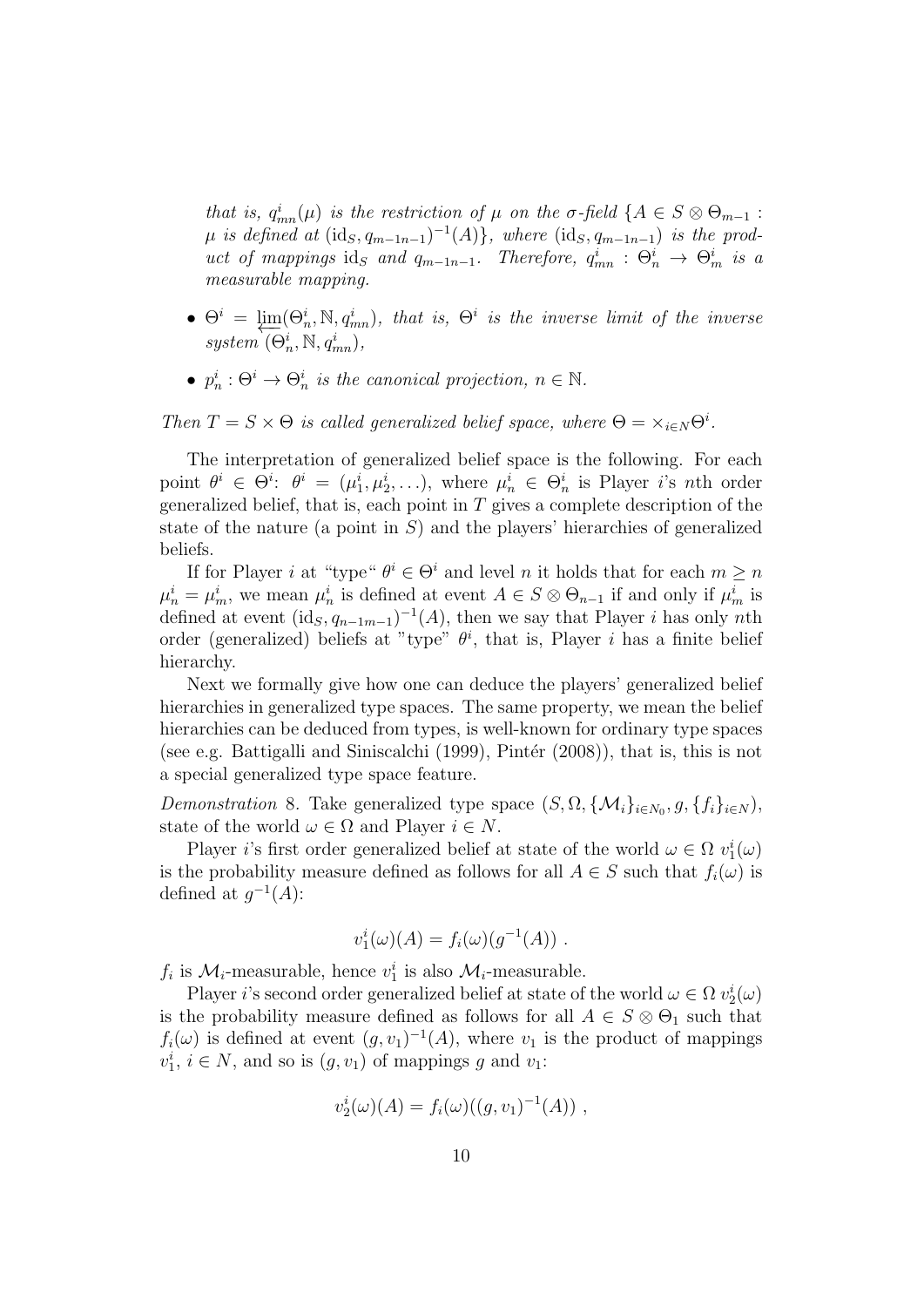*that is, $q^i_{mn}(\mu)$ is the restriction of $\mu$ on the $\sigma$-field $\{A \in S \otimes \Theta_{m-1} :$ $\mu$ is defined at $(\mathrm{id}_S, q_{m-1n-1})^{-1}(A)\}$, where $(\mathrm{id}_S, q_{m-1n-1})$ is the product of mappings $\mathrm{id}_S$ and $q_{m-1n-1}$. Therefore, $q^i_{mn} : \Theta^i_n \to \Theta^i_m$ is a measurable mapping.*

- *$\Theta^i = \varprojlim(\Theta^i_n, \mathbb{N}, q^i_{mn})$, that is, $\Theta^i$ is the inverse limit of the inverse system $(\Theta^i_n, \mathbb{N}, q^i_{mn})$,*
- *$p^i_n : \Theta^i \to \Theta^i_n$ is the canonical projection, $n \in \mathbb{N}$.*

*Then $T = S \times \Theta$ is called generalized belief space, where $\Theta = \times_{i \in N} \Theta^i$.*

The interpretation of generalized belief space is the following. For each point $\theta^i \in \Theta^i$: $\theta^i = (\mu^i_1, \mu^i_2, \ldots)$, where $\mu^i_n \in \Theta^i_n$ is Player $i$'s $n$th order generalized belief, that is, each point in $T$ gives a complete description of the state of the nature (a point in $S$) and the players' hierarchies of generalized beliefs.

If for Player $i$ at "type" $\theta^i \in \Theta^i$ and level $n$ it holds that for each $m \geq n$ $\mu^i_n = \mu^i_m$, we mean $\mu^i_n$ is defined at event $A \in S \otimes \Theta_{n-1}$ if and only if $\mu^i_m$ is defined at event $(\mathrm{id}_S, q_{n-1m-1})^{-1}(A)$, then we say that Player $i$ has only $n$th order (generalized) beliefs at "type" $\theta^i$, that is, Player $i$ has a finite belief hierarchy.

Next we formally give how one can deduce the players' generalized belief hierarchies in generalized type spaces. The same property, we mean the belief hierarchies can be deduced from types, is well-known for ordinary type spaces (see e.g. Battigalli and Siniscalchi (1999), Pintér (2008)), that is, this is not a special generalized type space feature.

*Demonstration* 8. Take generalized type space $(S, \Omega, \{\mathcal{M}_i\}_{i \in N_0}, g, \{f_i\}_{i \in N})$, state of the world $\omega \in \Omega$ and Player $i \in N$.

Player $i$'s first order generalized belief at state of the world $\omega \in \Omega$ $v^i_1(\omega)$ is the probability measure defined as follows for all $A \in S$ such that $f_i(\omega)$ is defined at $g^{-1}(A)$:

$$v^i_1(\omega)(A) = f_i(\omega)(g^{-1}(A)) \ .$$

$f_i$ is $\mathcal{M}_i$-measurable, hence $v^i_1$ is also $\mathcal{M}_i$-measurable.

Player $i$'s second order generalized belief at state of the world $\omega \in \Omega$ $v^i_2(\omega)$ is the probability measure defined as follows for all $A \in S \otimes \Theta_1$ such that $f_i(\omega)$ is defined at event $(g, v_1)^{-1}(A)$, where $v_1$ is the product of mappings $v^i_1$, $i \in N$, and so is $(g, v_1)$ of mappings $g$ and $v_1$:

$$v^i_2(\omega)(A) = f_i(\omega)((g, v_1)^{-1}(A)) \ ,$$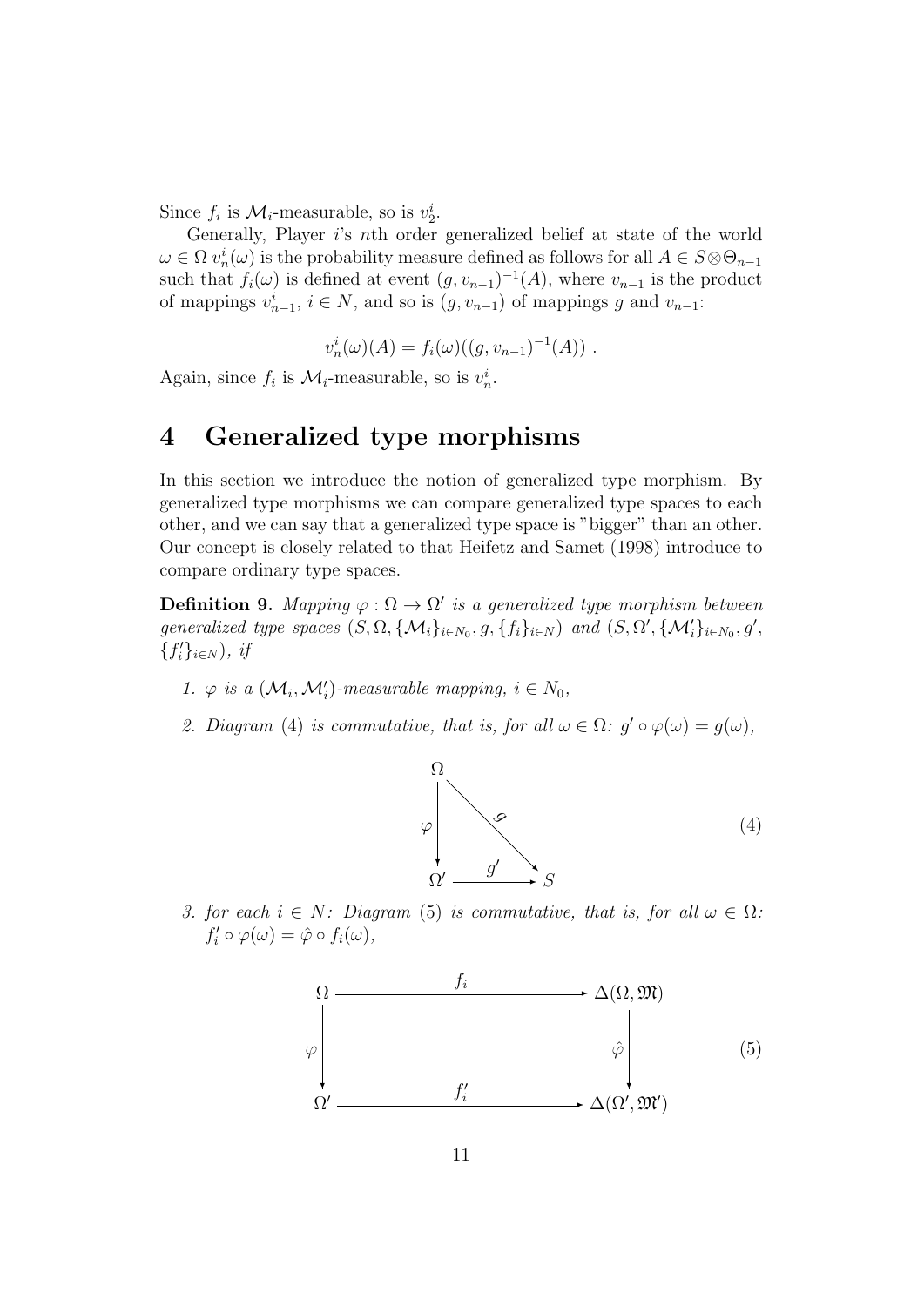Since $f_i$ is $\mathcal{M}_i$-measurable, so is $v_2^i$.

Generally, Player $i$'s $n$th order generalized belief at state of the world $\omega \in \Omega$ $v_n^i(\omega)$ is the probability measure defined as follows for all $A \in S \otimes \Theta_{n-1}$ such that $f_i(\omega)$ is defined at event $(g, v_{n-1})^{-1}(A)$, where $v_{n-1}$ is the product of mappings $v_{n-1}^i$, $i \in N$, and so is $(g, v_{n-1})$ of mappings $g$ and $v_{n-1}$:

$$v_n^i(\omega)(A) = f_i(\omega)((g, v_{n-1})^{-1}(A)) \ .$$

Again, since $f_i$ is $\mathcal{M}_i$-measurable, so is $v_n^i$.

# 4 Generalized type morphisms

In this section we introduce the notion of generalized type morphism. By generalized type morphisms we can compare generalized type spaces to each other, and we can say that a generalized type space is "bigger" than an other. Our concept is closely related to that Heifetz and Samet (1998) introduce to compare ordinary type spaces.

**Definition 9.** *Mapping $\varphi : \Omega \to \Omega'$ is a generalized type morphism between generalized type spaces $(S, \Omega, \{\mathcal{M}_i\}_{i \in N_0}, g, \{f_i\}_{i \in N})$ and $(S, \Omega', \{\mathcal{M}'_i\}_{i \in N_0}, g', \{f'_i\}_{i \in N})$, if*

1. *$\varphi$ is a $(\mathcal{M}_i, \mathcal{M}'_i)$-measurable mapping, $i \in N_0$,*
2. *Diagram (4) is commutative, that is, for all $\omega \in \Omega$: $g' \circ \varphi(\omega) = g(\omega)$,*

$$\begin{array}{ccc} \Omega & & \\ \downarrow \varphi & \searrow g & \\ \Omega' & \xrightarrow{g'} & S \end{array} \qquad (4)$$

3. *for each $i \in N$: Diagram (5) is commutative, that is, for all $\omega \in \Omega$: $f'_i \circ \varphi(\omega) = \hat{\varphi} \circ f_i(\omega)$,*

$$\begin{array}{ccc} \Omega & \xrightarrow{f_i} & \Delta(\Omega, \mathfrak{M}) \\ \downarrow \varphi & & \downarrow \hat{\varphi} \\ \Omega' & \xrightarrow{f'_i} & \Delta(\Omega', \mathfrak{M}') \end{array} \qquad (5)$$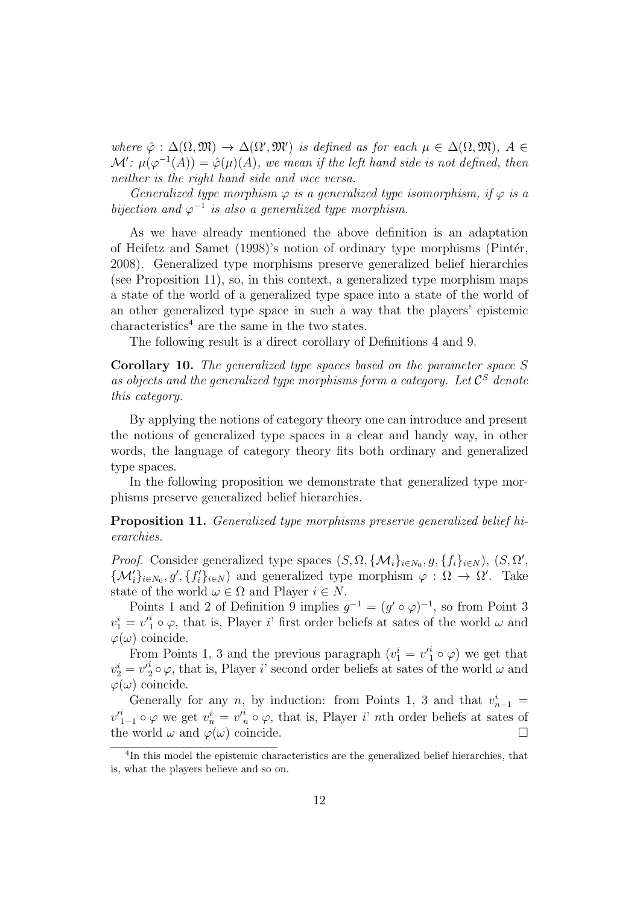*where $\hat{\varphi} : \Delta(\Omega, \mathfrak{M}) \to \Delta(\Omega', \mathfrak{M}')$ is defined as for each $\mu \in \Delta(\Omega, \mathfrak{M})$, $A \in \mathcal{M}'$: $\mu(\varphi^{-1}(A)) = \hat{\varphi}(\mu)(A)$, we mean if the left hand side is not defined, then neither is the right hand side and vice versa.*

*Generalized type morphism $\varphi$ is a generalized type isomorphism, if $\varphi$ is a bijection and $\varphi^{-1}$ is also a generalized type morphism.*

As we have already mentioned the above definition is an adaptation of Heifetz and Samet (1998)'s notion of ordinary type morphisms (Pintér, 2008). Generalized type morphisms preserve generalized belief hierarchies (see Proposition 11), so, in this context, a generalized type morphism maps a state of the world of a generalized type space into a state of the world of an other generalized type space in such a way that the players' epistemic characteristics[4] are the same in the two states.

The following result is a direct corollary of Definitions 4 and 9.

**Corollary 10.** *The generalized type spaces based on the parameter space $S$ as objects and the generalized type morphisms form a category. Let $\mathcal{C}^S$ denote this category.*

By applying the notions of category theory one can introduce and present the notions of generalized type spaces in a clear and handy way, in other words, the language of category theory fits both ordinary and generalized type spaces.

In the following proposition we demonstrate that generalized type morphisms preserve generalized belief hierarchies.

**Proposition 11.** *Generalized type morphisms preserve generalized belief hierarchies.*

*Proof.* Consider generalized type spaces $(S, \Omega, \{\mathcal{M}_i\}_{i\in N_0}, g, \{f_i\}_{i\in N})$, $(S, \Omega', \{\mathcal{M}'_i\}_{i\in N_0}, g', \{f'_i\}_{i\in N})$ and generalized type morphism $\varphi : \Omega \to \Omega'$. Take state of the world $\omega \in \Omega$ and Player $i \in N$.

Points 1 and 2 of Definition 9 implies $g^{-1} = (g' \circ \varphi)^{-1}$, so from Point 3 $v_1^i = {v'}_1^i \circ \varphi$, that is, Player $i$' first order beliefs at sates of the world $\omega$ and $\varphi(\omega)$ coincide.

From Points 1, 3 and the previous paragraph ($v_1^i = {v'}_1^i \circ \varphi$) we get that $v_2^i = {v'}_2^i \circ \varphi$, that is, Player $i$' second order beliefs at sates of the world $\omega$ and $\varphi(\omega)$ coincide.

Generally for any $n$, by induction: from Points 1, 3 and that $v_{n-1}^i = {v'}_{1-1}^i \circ \varphi$ we get $v_n^i = {v'}_n^i \circ \varphi$, that is, Player $i$' $n$th order beliefs at sates of the world $\omega$ and $\varphi(\omega)$ coincide. □

[4] In this model the epistemic characteristics are the generalized belief hierarchies, that is, what the players believe and so on.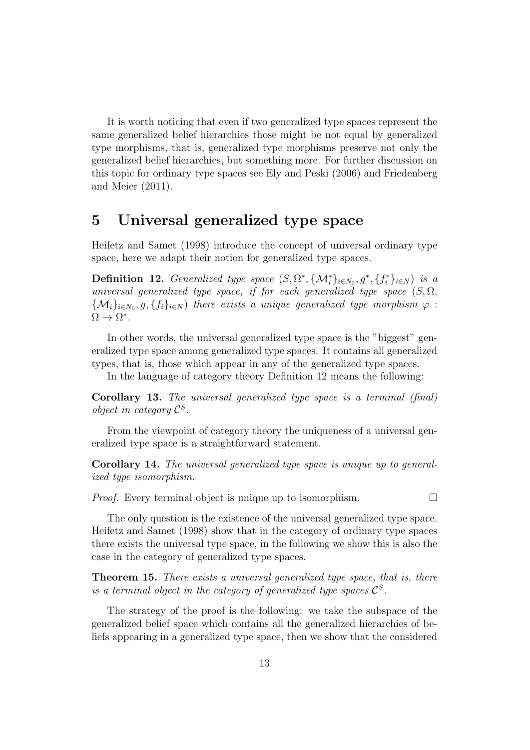It is worth noticing that even if two generalized type spaces represent the same generalized belief hierarchies those might be not equal by generalized type morphisms, that is, generalized type morphisms preserve not only the generalized belief hierarchies, but something more. For further discussion on this topic for ordinary type spaces see Ely and Peski (2006) and Friedenberg and Meier (2011).

## 5 Universal generalized type space

Heifetz and Samet (1998) introduce the concept of universal ordinary type space, here we adapt their notion for generalized type spaces.

**Definition 12.** *Generalized type space* $(S, \Omega^*, \{\mathcal{M}_i^*\}_{i \in N_0}, g^*, \{f_i^*\}_{i \in N})$ *is a universal generalized type space, if for each generalized type space* $(S, \Omega, \{\mathcal{M}_i\}_{i \in N_0}, g, \{f_i\}_{i \in N})$ *there exists a unique generalized type morphism* $\varphi : \Omega \to \Omega^*$.

In other words, the universal generalized type space is the "biggest" generalized type space among generalized type spaces. It contains all generalized types, that is, those which appear in any of the generalized type spaces.

In the language of category theory Definition 12 means the following:

**Corollary 13.** *The universal generalized type space is a terminal (final) object in category* $\mathcal{C}^S$.

From the viewpoint of category theory the uniqueness of a universal generalized type space is a straightforward statement.

**Corollary 14.** *The universal generalized type space is unique up to generalized type isomorphism.*

*Proof.* Every terminal object is unique up to isomorphism. □

The only question is the existence of the universal generalized type space. Heifetz and Samet (1998) show that in the category of ordinary type spaces there exists the universal type space, in the following we show this is also the case in the category of generalized type spaces.

**Theorem 15.** *There exists a universal generalized type space, that is, there is a terminal object in the category of generalized type spaces* $\mathcal{C}^S$.

The strategy of the proof is the following: we take the subspace of the generalized belief space which contains all the generalized hierarchies of beliefs appearing in a generalized type space, then we show that the considered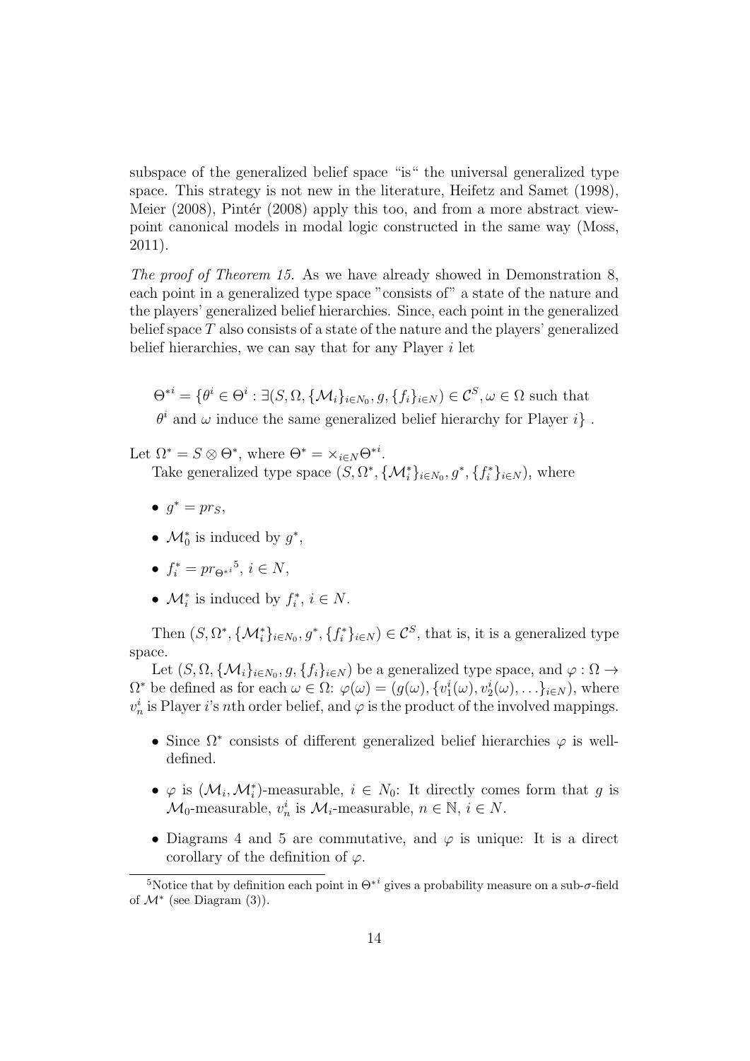subspace of the generalized belief space "is" the universal generalized type space. This strategy is not new in the literature, Heifetz and Samet (1998), Meier (2008), Pintér (2008) apply this too, and from a more abstract viewpoint canonical models in modal logic constructed in the same way (Moss, 2011).

*The proof of Theorem 15.* As we have already showed in Demonstration 8, each point in a generalized type space "consists of" a state of the nature and the players' generalized belief hierarchies. Since, each point in the generalized belief space $T$ also consists of a state of the nature and the players' generalized belief hierarchies, we can say that for any Player $i$ let

$$\Theta^{*i} = \{\theta^i \in \Theta^i : \exists (S, \Omega, \{\mathcal{M}_i\}_{i \in N_0}, g, \{f_i\}_{i \in N}) \in \mathcal{C}^S, \omega \in \Omega \text{ such that } \theta^i \text{ and } \omega \text{ induce the same generalized belief hierarchy for Player } i\} .$$

Let $\Omega^* = S \otimes \Theta^*$, where $\Theta^* = \times_{i \in N} \Theta^{*i}$.

Take generalized type space $(S, \Omega^*, \{\mathcal{M}_i^*\}_{i \in N_0}, g^*, \{f_i^*\}_{i \in N})$, where

- $g^* = pr_S$,
- $\mathcal{M}_0^*$ is induced by $g^*$,
- $f_i^* = pr_{\Theta^{*i}}$[5], $i \in N$,
- $\mathcal{M}_i^*$ is induced by $f_i^*$, $i \in N$.

Then $(S, \Omega^*, \{\mathcal{M}_i^*\}_{i \in N_0}, g^*, \{f_i^*\}_{i \in N}) \in \mathcal{C}^S$, that is, it is a generalized type space.

Let $(S, \Omega, \{\mathcal{M}_i\}_{i \in N_0}, g, \{f_i\}_{i \in N})$ be a generalized type space, and $\varphi : \Omega \to \Omega^*$ be defined as for each $\omega \in \Omega$: $\varphi(\omega) = (g(\omega), \{v_1^i(\omega), v_2^i(\omega), \ldots\}_{i \in N})$, where $v_n^i$ is Player $i$'s $n$th order belief, and $\varphi$ is the product of the involved mappings.

- Since $\Omega^*$ consists of different generalized belief hierarchies $\varphi$ is well-defined.
- $\varphi$ is $(\mathcal{M}_i, \mathcal{M}_i^*)$-measurable, $i \in N_0$: It directly comes form that $g$ is $\mathcal{M}_0$-measurable, $v_n^i$ is $\mathcal{M}_i$-measurable, $n \in \mathbb{N}$, $i \in N$.
- Diagrams 4 and 5 are commutative, and $\varphi$ is unique: It is a direct corollary of the definition of $\varphi$.

[5] Notice that by definition each point in $\Theta^{*i}$ gives a probability measure on a sub-$\sigma$-field of $\mathcal{M}^*$ (see Diagram (3)).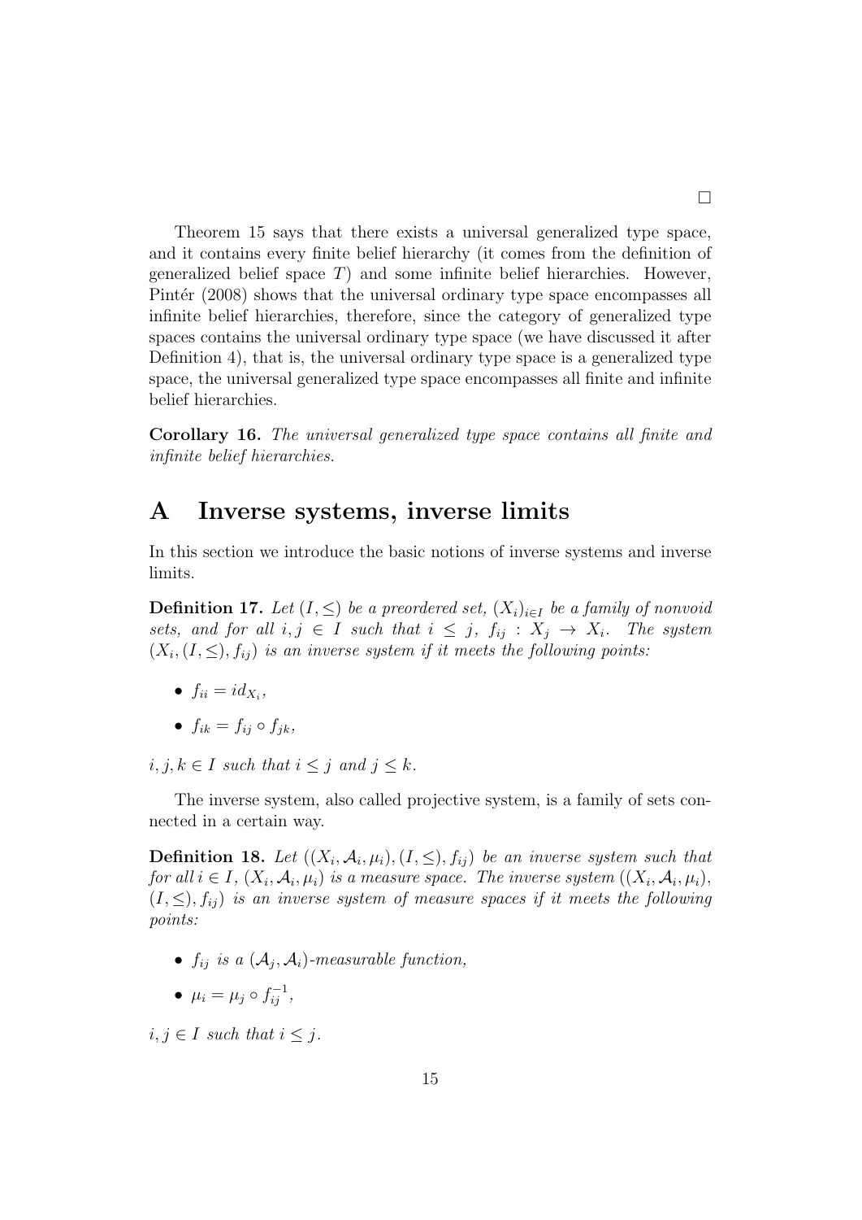□

Theorem 15 says that there exists a universal generalized type space, and it contains every finite belief hierarchy (it comes from the definition of generalized belief space $T$) and some infinite belief hierarchies. However, Pintér (2008) shows that the universal ordinary type space encompasses all infinite belief hierarchies, therefore, since the category of generalized type spaces contains the universal ordinary type space (we have discussed it after Definition 4), that is, the universal ordinary type space is a generalized type space, the universal generalized type space encompasses all finite and infinite belief hierarchies.

**Corollary 16.** *The universal generalized type space contains all finite and infinite belief hierarchies.*

# A Inverse systems, inverse limits

In this section we introduce the basic notions of inverse systems and inverse limits.

**Definition 17.** *Let $(I, \leq)$ be a preordered set, $(X_i)_{i \in I}$ be a family of nonvoid sets, and for all $i, j \in I$ such that $i \leq j$, $f_{ij} : X_j \to X_i$. The system $(X_i, (I, \leq), f_{ij})$ is an inverse system if it meets the following points:*

- $f_{ii} = id_{X_i}$,
- $f_{ik} = f_{ij} \circ f_{jk}$,

*$i, j, k \in I$ such that $i \leq j$ and $j \leq k$.*

The inverse system, also called projective system, is a family of sets connected in a certain way.

**Definition 18.** *Let $((X_i, \mathcal{A}_i, \mu_i), (I, \leq), f_{ij})$ be an inverse system such that for all $i \in I$, $(X_i, \mathcal{A}_i, \mu_i)$ is a measure space. The inverse system $((X_i, \mathcal{A}_i, \mu_i)$, $(I, \leq), f_{ij})$ is an inverse system of measure spaces if it meets the following points:*

- *$f_{ij}$ is a $(\mathcal{A}_j, \mathcal{A}_i)$-measurable function,*
- $\mu_i = \mu_j \circ f_{ij}^{-1}$,

*$i, j \in I$ such that $i \leq j$.*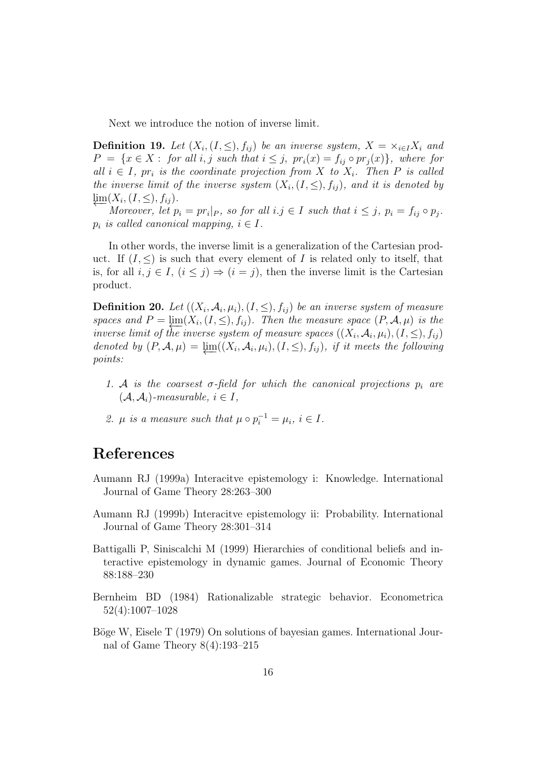Next we introduce the notion of inverse limit.

**Definition 19.** *Let $(X_i, (I, \leq), f_{ij})$ be an inverse system, $X = \times_{i \in I} X_i$ and $P = \{x \in X : \text{ for all } i, j \text{ such that } i \leq j,\ pr_i(x) = f_{ij} \circ pr_j(x)\}$, where for all $i \in I$, $pr_i$ is the coordinate projection from $X$ to $X_i$. Then $P$ is called the inverse limit of the inverse system $(X_i, (I, \leq), f_{ij})$, and it is denoted by $\varprojlim(X_i, (I, \leq), f_{ij})$.*

*Moreover, let $p_i = pr_i|_P$, so for all $i.j \in I$ such that $i \leq j$, $p_i = f_{ij} \circ p_j$. $p_i$ is called canonical mapping, $i \in I$.*

In other words, the inverse limit is a generalization of the Cartesian product. If $(I, \leq)$ is such that every element of $I$ is related only to itself, that is, for all $i, j \in I$, $(i \leq j) \Rightarrow (i = j)$, then the inverse limit is the Cartesian product.

**Definition 20.** *Let $((X_i, \mathcal{A}_i, \mu_i), (I, \leq), f_{ij})$ be an inverse system of measure spaces and $P = \varprojlim(X_i, (I, \leq), f_{ij})$. Then the measure space $(P, \mathcal{A}, \mu)$ is the inverse limit of the inverse system of measure spaces $((X_i, \mathcal{A}_i, \mu_i), (I, \leq), f_{ij})$ denoted by $(P, \mathcal{A}, \mu) = \varprojlim((X_i, \mathcal{A}_i, \mu_i), (I, \leq), f_{ij})$, if it meets the following points:*

1. *$\mathcal{A}$ is the coarsest $\sigma$-field for which the canonical projections $p_i$ are $(\mathcal{A}, \mathcal{A}_i)$-measurable, $i \in I$,*
2. *$\mu$ is a measure such that $\mu \circ p_i^{-1} = \mu_i$, $i \in I$.*

# References

Aumann RJ (1999a) Interacitve epistemology i: Knowledge. International Journal of Game Theory 28:263–300

Aumann RJ (1999b) Interacitve epistemology ii: Probability. International Journal of Game Theory 28:301–314

Battigalli P, Siniscalchi M (1999) Hierarchies of conditional beliefs and interactive epistemology in dynamic games. Journal of Economic Theory 88:188–230

Bernheim BD (1984) Rationalizable strategic behavior. Econometrica 52(4):1007–1028

Böge W, Eisele T (1979) On solutions of bayesian games. International Journal of Game Theory 8(4):193–215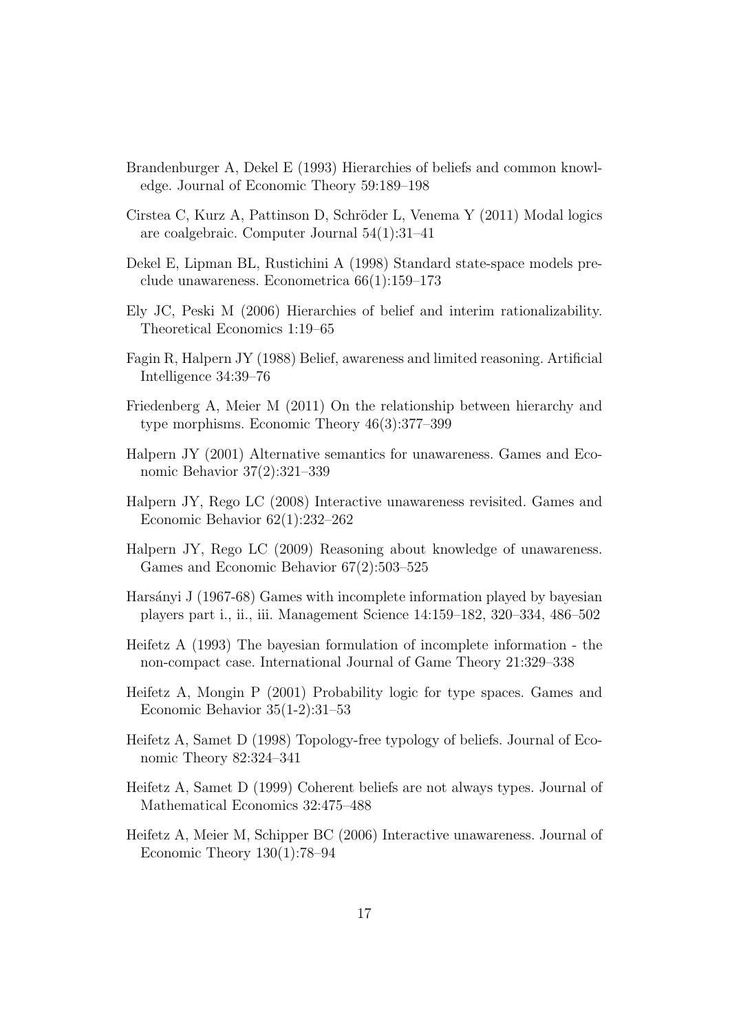Brandenburger A, Dekel E (1993) Hierarchies of beliefs and common knowledge. Journal of Economic Theory 59:189–198

Cirstea C, Kurz A, Pattinson D, Schröder L, Venema Y (2011) Modal logics are coalgebraic. Computer Journal 54(1):31–41

Dekel E, Lipman BL, Rustichini A (1998) Standard state-space models preclude unawareness. Econometrica 66(1):159–173

Ely JC, Peski M (2006) Hierarchies of belief and interim rationalizability. Theoretical Economics 1:19–65

Fagin R, Halpern JY (1988) Belief, awareness and limited reasoning. Artificial Intelligence 34:39–76

Friedenberg A, Meier M (2011) On the relationship between hierarchy and type morphisms. Economic Theory 46(3):377–399

Halpern JY (2001) Alternative semantics for unawareness. Games and Economic Behavior 37(2):321–339

Halpern JY, Rego LC (2008) Interactive unawareness revisited. Games and Economic Behavior 62(1):232–262

Halpern JY, Rego LC (2009) Reasoning about knowledge of unawareness. Games and Economic Behavior 67(2):503–525

Harsányi J (1967-68) Games with incomplete information played by bayesian players part i., ii., iii. Management Science 14:159–182, 320–334, 486–502

Heifetz A (1993) The bayesian formulation of incomplete information - the non-compact case. International Journal of Game Theory 21:329–338

Heifetz A, Mongin P (2001) Probability logic for type spaces. Games and Economic Behavior 35(1-2):31–53

Heifetz A, Samet D (1998) Topology-free typology of beliefs. Journal of Economic Theory 82:324–341

Heifetz A, Samet D (1999) Coherent beliefs are not always types. Journal of Mathematical Economics 32:475–488

Heifetz A, Meier M, Schipper BC (2006) Interactive unawareness. Journal of Economic Theory 130(1):78–94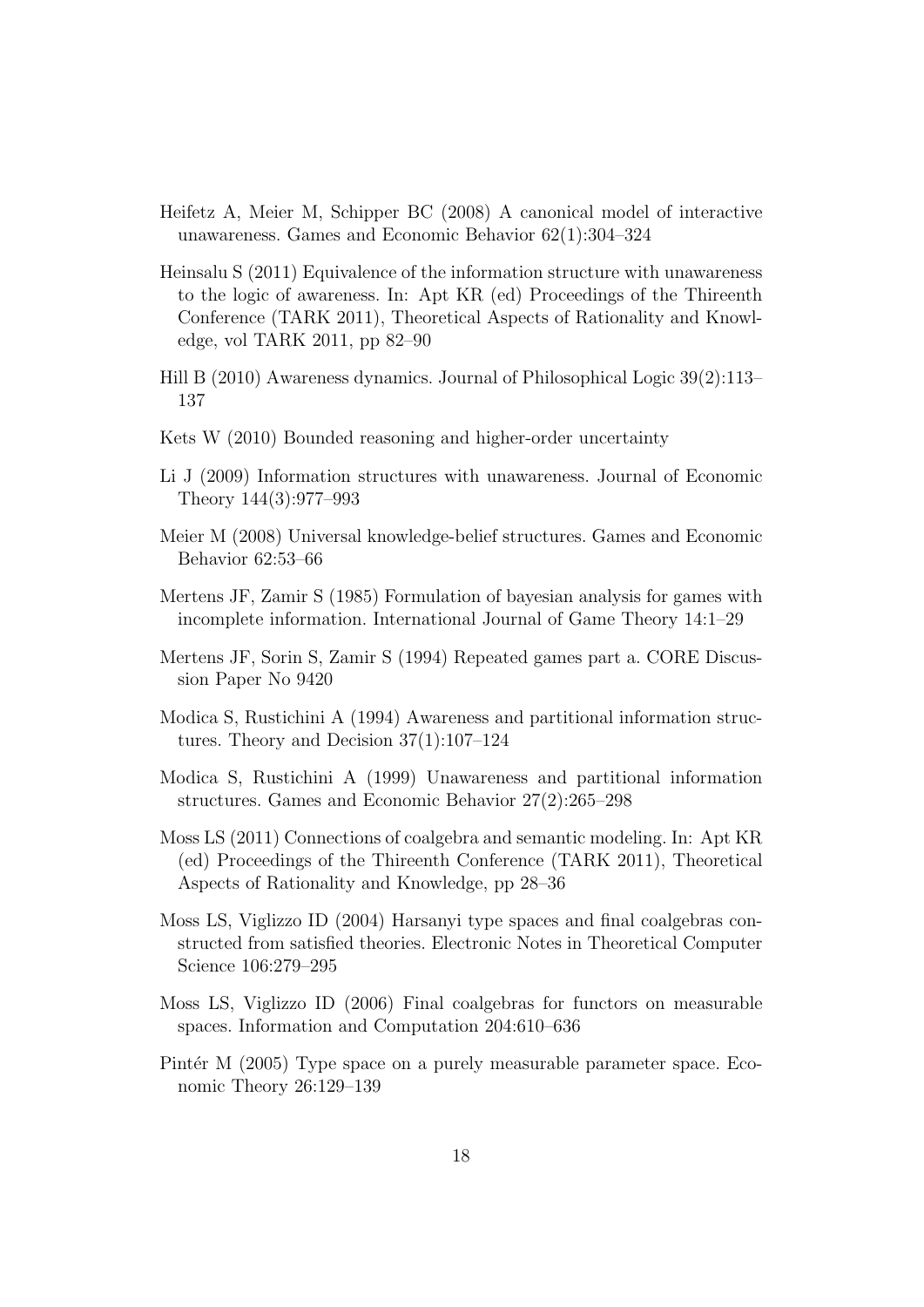Heifetz A, Meier M, Schipper BC (2008) A canonical model of interactive unawareness. Games and Economic Behavior 62(1):304–324

Heinsalu S (2011) Equivalence of the information structure with unawareness to the logic of awareness. In: Apt KR (ed) Proceedings of the Thireenth Conference (TARK 2011), Theoretical Aspects of Rationality and Knowledge, vol TARK 2011, pp 82–90

Hill B (2010) Awareness dynamics. Journal of Philosophical Logic 39(2):113–137

Kets W (2010) Bounded reasoning and higher-order uncertainty

Li J (2009) Information structures with unawareness. Journal of Economic Theory 144(3):977–993

Meier M (2008) Universal knowledge-belief structures. Games and Economic Behavior 62:53–66

Mertens JF, Zamir S (1985) Formulation of bayesian analysis for games with incomplete information. International Journal of Game Theory 14:1–29

Mertens JF, Sorin S, Zamir S (1994) Repeated games part a. CORE Discussion Paper No 9420

Modica S, Rustichini A (1994) Awareness and partitional information structures. Theory and Decision 37(1):107–124

Modica S, Rustichini A (1999) Unawareness and partitional information structures. Games and Economic Behavior 27(2):265–298

Moss LS (2011) Connections of coalgebra and semantic modeling. In: Apt KR (ed) Proceedings of the Thireenth Conference (TARK 2011), Theoretical Aspects of Rationality and Knowledge, pp 28–36

Moss LS, Viglizzo ID (2004) Harsanyi type spaces and final coalgebras constructed from satisfied theories. Electronic Notes in Theoretical Computer Science 106:279–295

Moss LS, Viglizzo ID (2006) Final coalgebras for functors on measurable spaces. Information and Computation 204:610–636

Pintér M (2005) Type space on a purely measurable parameter space. Economic Theory 26:129–139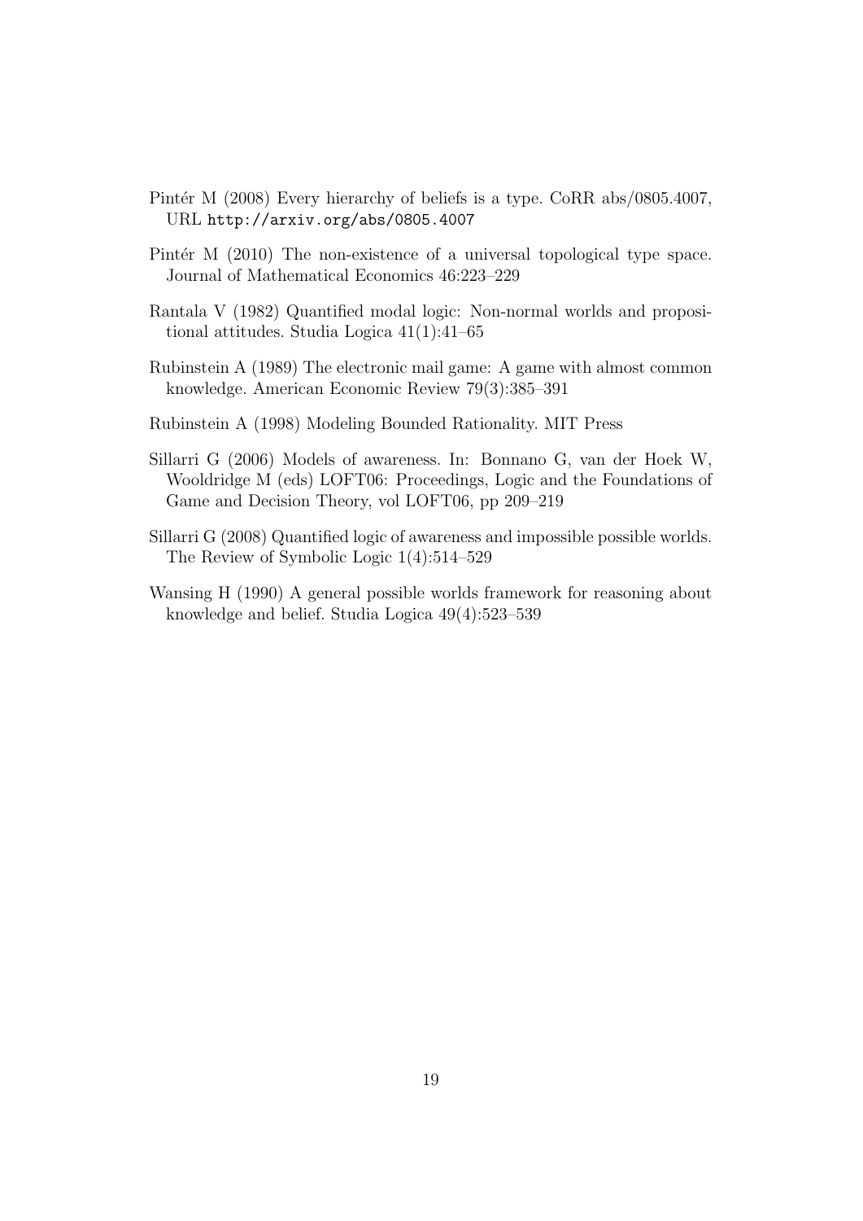Pintér M (2008) Every hierarchy of beliefs is a type. CoRR abs/0805.4007, URL http://arxiv.org/abs/0805.4007

Pintér M (2010) The non-existence of a universal topological type space. Journal of Mathematical Economics 46:223–229

Rantala V (1982) Quantified modal logic: Non-normal worlds and propositional attitudes. Studia Logica 41(1):41–65

Rubinstein A (1989) The electronic mail game: A game with almost common knowledge. American Economic Review 79(3):385–391

Rubinstein A (1998) Modeling Bounded Rationality. MIT Press

Sillarri G (2006) Models of awareness. In: Bonnano G, van der Hoek W, Wooldridge M (eds) LOFT06: Proceedings, Logic and the Foundations of Game and Decision Theory, vol LOFT06, pp 209–219

Sillarri G (2008) Quantified logic of awareness and impossible possible worlds. The Review of Symbolic Logic 1(4):514–529

Wansing H (1990) A general possible worlds framework for reasoning about knowledge and belief. Studia Logica 49(4):523–539